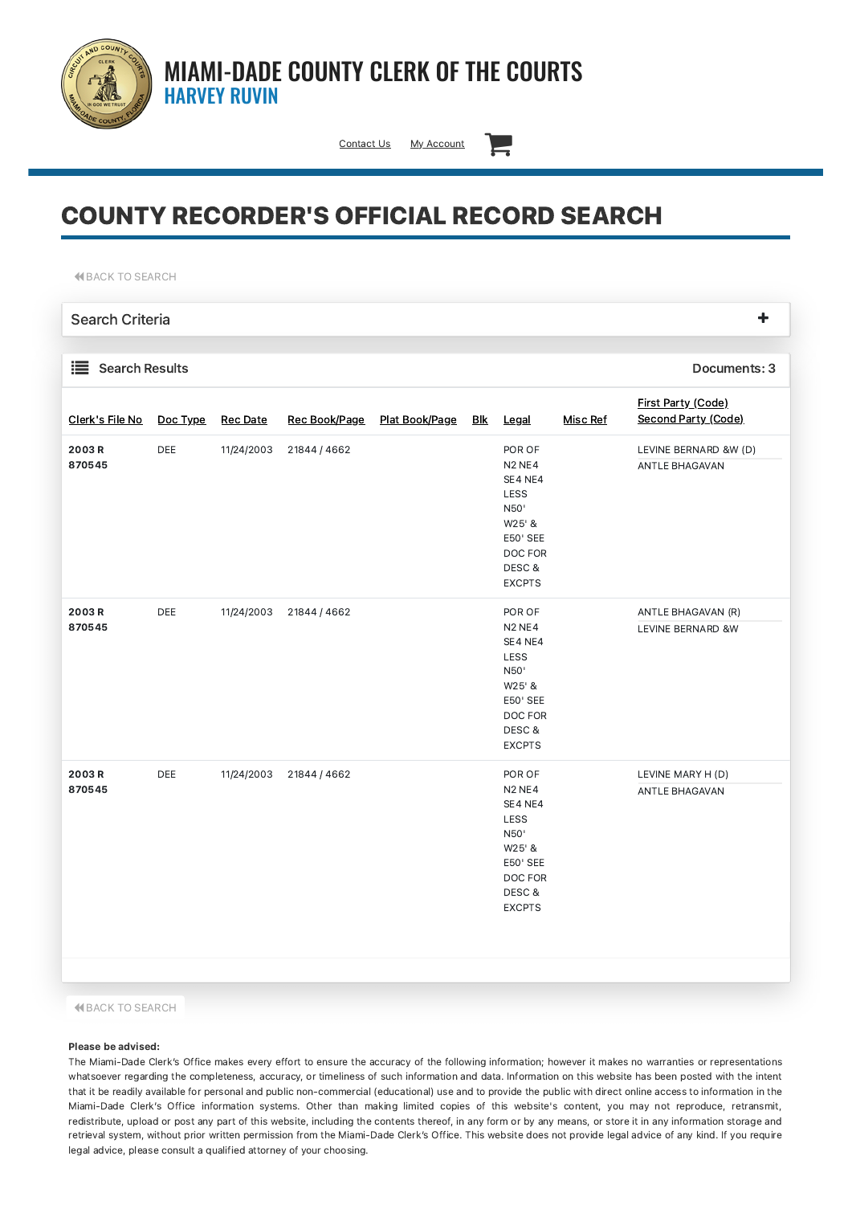# MIAMI-DADE COUNTY CLERK OF THE COURTS
## HARVEY RUVIN

Contact Us   My Account

# COUNTY RECORDER'S OFFICIAL RECORD SEARCH

BACK TO SEARCH

Search Criteria +

Search Results   Documents: 3

| Clerk's File No | Doc Type | Rec Date | Rec Book/Page | Plat Book/Page | Blk | Legal | Misc Ref | First Party (Code) Second Party (Code) |
|---|---|---|---|---|---|---|---|---|
| **2003 R 870545** | DEE | 11/24/2003 | 21844 / 4662 | | | POR OF N2 NE4 SE4 NE4 LESS N50' W25' & E50' SEE DOC FOR DESC & EXCPTS | | LEVINE BERNARD &W (D) ANTLE BHAGAVAN |
| **2003 R 870545** | DEE | 11/24/2003 | 21844 / 4662 | | | POR OF N2 NE4 SE4 NE4 LESS N50' W25' & E50' SEE DOC FOR DESC & EXCPTS | | ANTLE BHAGAVAN (R) LEVINE BERNARD &W |
| **2003 R 870545** | DEE | 11/24/2003 | 21844 / 4662 | | | POR OF N2 NE4 SE4 NE4 LESS N50' W25' & E50' SEE DOC FOR DESC & EXCPTS | | LEVINE MARY H (D) ANTLE BHAGAVAN |

BACK TO SEARCH

**Please be advised:**
The Miami-Dade Clerk's Office makes every effort to ensure the accuracy of the following information; however it makes no warranties or representations whatsoever regarding the completeness, accuracy, or timeliness of such information and data. Information on this website has been posted with the intent that it be readily available for personal and public non-commercial (educational) use and to provide the public with direct online access to information in the Miami-Dade Clerk's Office information systems. Other than making limited copies of this website's content, you may not reproduce, retransmit, redistribute, upload or post any part of this website, including the contents thereof, in any form or by any means, or store it in any information storage and retrieval system, without prior written permission from the Miami-Dade Clerk's Office. This website does not provide legal advice of any kind. If you require legal advice, please consult a qualified attorney of your choosing.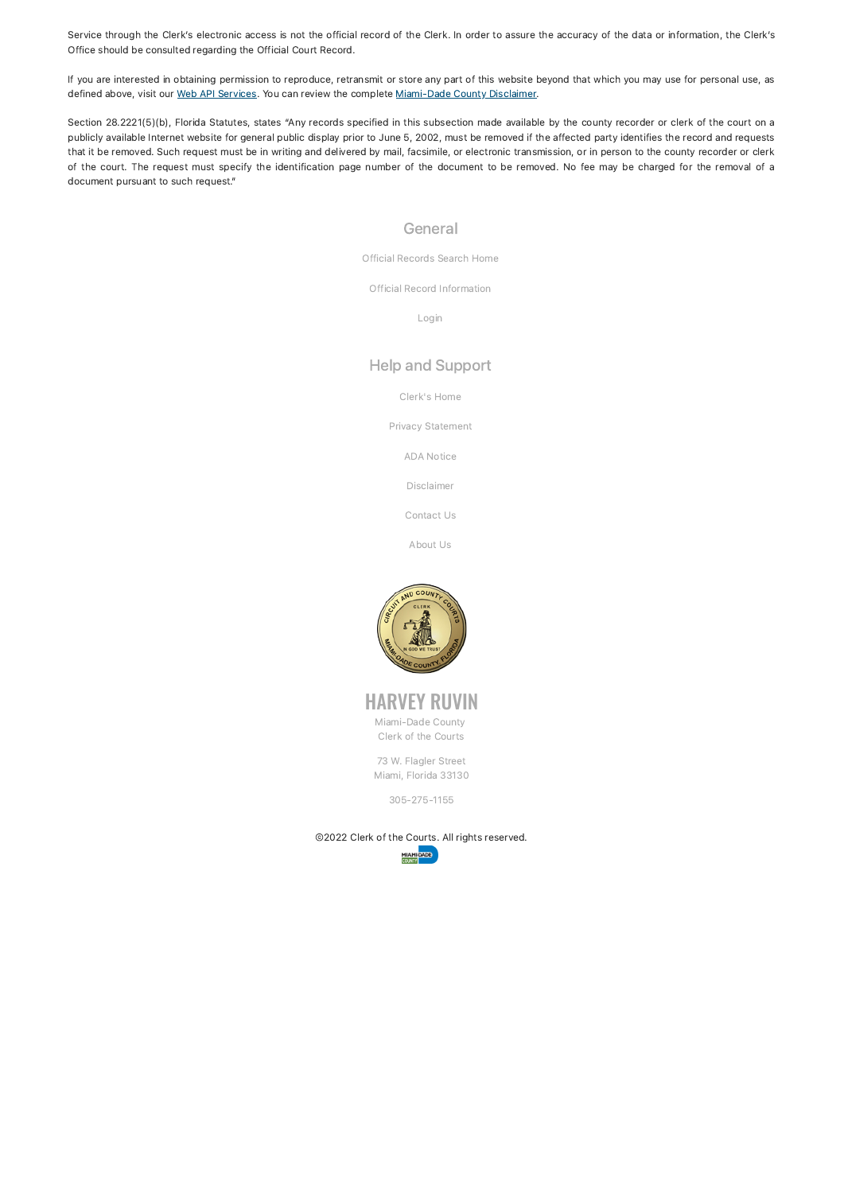Service through the Clerk's electronic access is not the official record of the Clerk. In order to assure the accuracy of the data or information, the Clerk's Office should be consulted regarding the Official Court Record.

If you are interested in obtaining permission to reproduce, retransmit or store any part of this website beyond that which you may use for personal use, as defined above, visit our Web API Services. You can review the complete Miami-Dade County Disclaimer.

Section 28.2221(5)(b), Florida Statutes, states "Any records specified in this subsection made available by the county recorder or clerk of the court on a publicly available Internet website for general public display prior to June 5, 2002, must be removed if the affected party identifies the record and requests that it be removed. Such request must be in writing and delivered by mail, facsimile, or electronic transmission, or in person to the county recorder or clerk of the court. The request must specify the identification page number of the document to be removed. No fee may be charged for the removal of a document pursuant to such request."

## General

Official Records Search Home

Official Record Information

Login

## Help and Support

Clerk's Home

Privacy Statement

ADA Notice

Disclaimer

Contact Us

About Us

**HARVEY RUVIN**

Miami-Dade County
Clerk of the Courts

73 W. Flagler Street
Miami, Florida 33130

305-275-1155

©2022 Clerk of the Courts. All rights reserved.